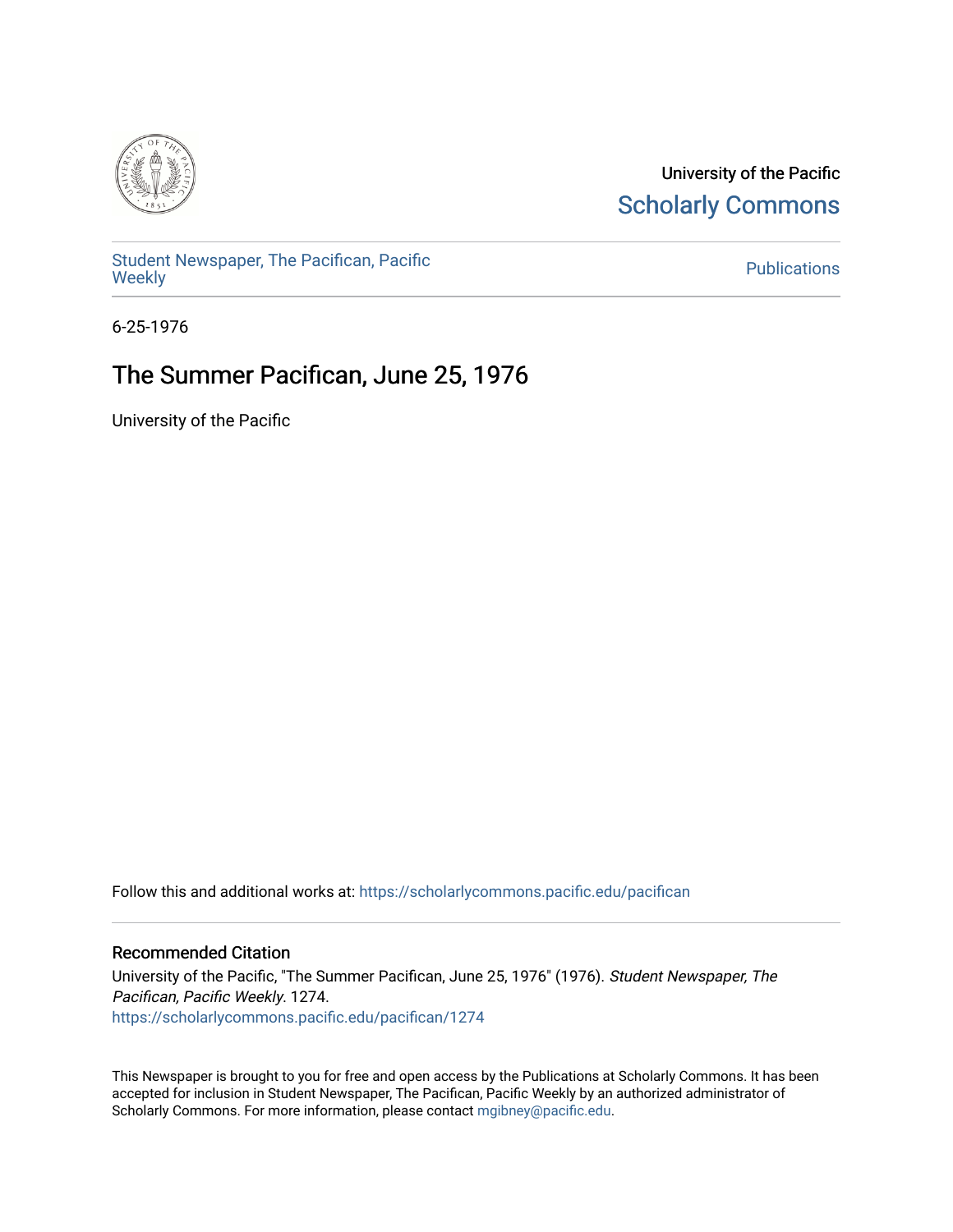University of the Pacific

Scholarly Commons

Student Newspaper, The Pacifican, Pacific Weekly

Publications

6-25-1976

# The Summer Pacifican, June 25, 1976

University of the Pacific

Follow this and additional works at: https://scholarlycommons.pacific.edu/pacifican

## Recommended Citation

University of the Pacific, "The Summer Pacifican, June 25, 1976" (1976). *Student Newspaper, The Pacifican, Pacific Weekly*. 1274.
https://scholarlycommons.pacific.edu/pacifican/1274

This Newspaper is brought to you for free and open access by the Publications at Scholarly Commons. It has been accepted for inclusion in Student Newspaper, The Pacifican, Pacific Weekly by an authorized administrator of Scholarly Commons. For more information, please contact mgibney@pacific.edu.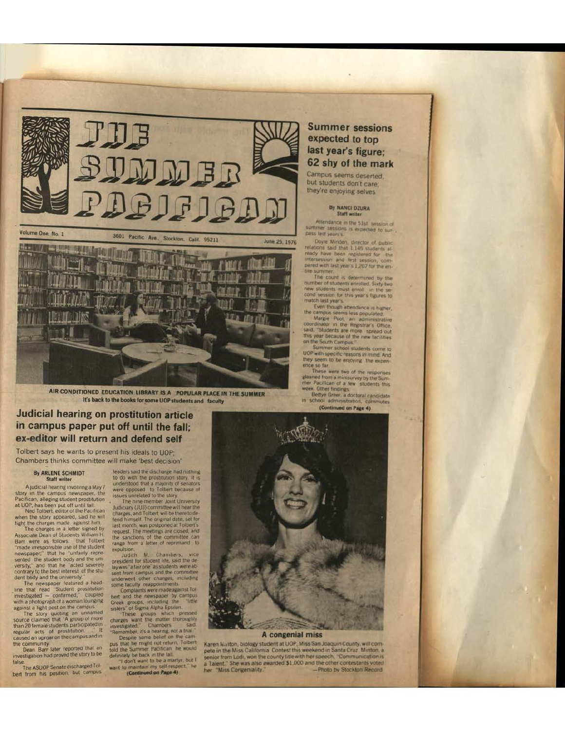# THE SUMMER PACIFICAN

Volume One, No. 1 — 3601 Pacific Ave., Stockton, Calif. 95211 — June 25, 1976

AIR-CONDITIONED EDUCATION LIBRARY IS A POPULAR PLACE IN THE SUMMER
It's back to the books for some UOP students and faculty

## Summer sessions expected to top last year's figure; 62 shy of the mark

### Campus seems deserted, but students don't care; they're enjoying selves

**By NANCI DZURA**
**Staff writer**

Attendance in the 51st session of summer sessions is expected to surpass last year's.

Doyle Minden, director of public relations said that 1,145 students already have been registered for the intersession and first session, compared with last year's 1,207 for the entire summer.

The count is determined by the number of students enrolled. Sixty-two new students must enroll in the second session for this year's figures to match last year's.

Even though attendance is higher, the campus seems less populated.

Margie Pool, an administrative coordinator in the Registrar's Office, said, "Students are more spread out this year because of the new facilities on the South Campus."

Summer school students come to UOP with specific reasons in mind. And they seem to be enjoying the experience so far.

These were two of the responses gleaned from a minisurvey by the Summer Pacifican of a few students this week. Other findings:

Bettye Greer, a doctoral candidate in school administration, commutes

(Continued on Page 4)

## Judicial hearing on prostitution article in campus paper put off until the fall; ex-editor will return and defend self

### Tolbert says he wants to present his ideals to UOP; Chambers thinks committee will make 'best decision'

**By ARLENE SCHMIDT**
**Staff writer**

A judicial hearing involving a May 7 story in the campus newspaper, the Pacifican, alleging student prostitution at UOP, has been put off until fall.

Ned Tolbert, editor of the Pacifican when the story appeared, said he will fight the charges made against him.

The charges in a letter signed by Associate Dean of Students William H. Barr were as follows: that Tolbert "made irresponsible use of the student newspaper;" that he "unfairly represented the student body and the university;" and that he "acted severely contrary to the best interest of the student body and the university."

The newspaper featured a headline that read "Student prostitution investigated — confirmed," coupled with a photograph of a woman lounging against a light post on the campus.

The story quoting an unnamed source claimed that "A group of more than 20 female students participated in regular acts of prostitution. . ." It caused an uproar on the campus and in the community.

Dean Barr later reported that an investigation had proved the story to be false.

The ASUOP Senate discharged Tolbert from his position, but campus leaders said the discharge had nothing to do with the prostitution story. It is understood that a majority of senators were opposed to Tolbert because of issues unrelated to the story.

The nine-member Joint University Judiciary (JUJ) committee will hear the charges, and Tolbert will be there to defend himself. The original date, set for last month, was postponed at Tolbert's request. The meetings are closed, and the sanctions of the committee can range from a letter of reprimand to expulsion.

Judith M. Chambers, vice president for student life, said the delay was "a fair one" as students were absent from campus and the committee underwent other changes, including some faculty reappointments.

Complaints were made against Tolbert and the newspaper by campus Greek groups, including the "little sisters" of Sigma Alpha Epsilon.

"These groups which pressed charges want the matter thoroughly investigated," Chambers said. "Remember, it's a hearing, not a trial."

Despite some belief on the campus that he might not return, Tolbert told the Summer Pacifican he would definitely be back in the fall.

"I don't want to be a martyr, but I want to maintain my self-respect," he

(Continued on Page 4)

**A congenial miss**

Karen Minton, biology student at UOP, Miss San Joaquin County, will compete in the Miss California Contest this weekend in Santa Cruz. Minton, a senior from Lodi, won the county title with her speech, "Communication is a Talent." She was also awarded $1,000 and the other contestants voted her "Miss Congeniality." —Photo by Stockton Record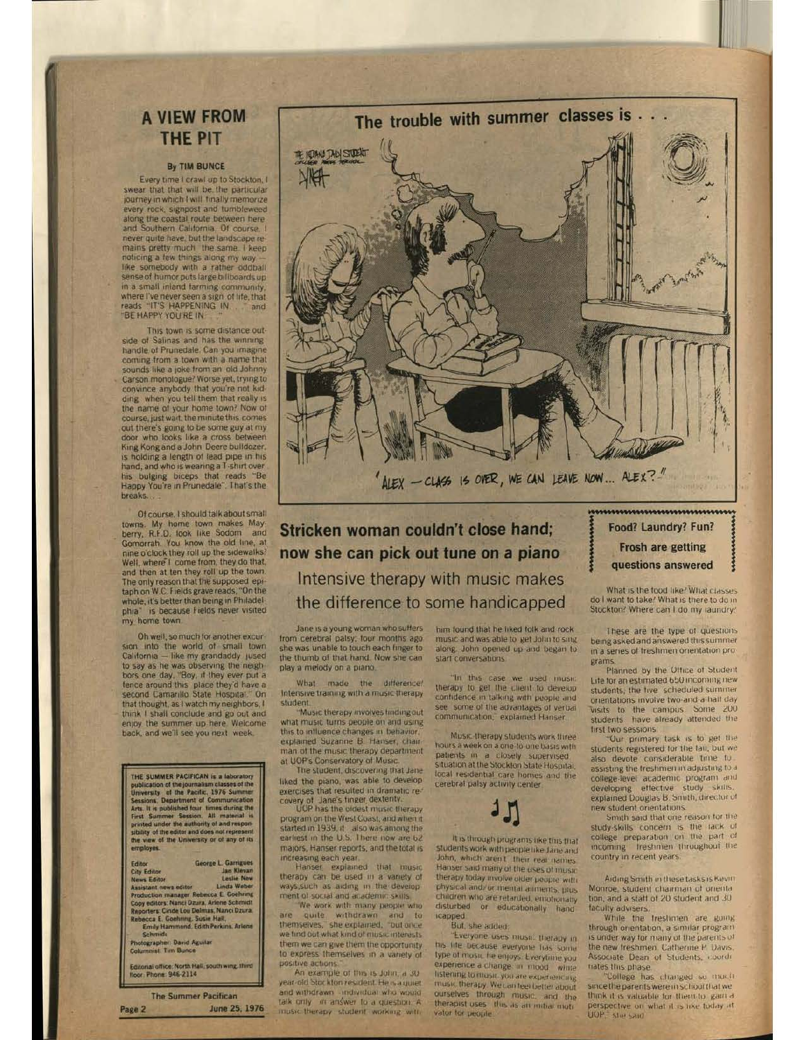## A VIEW FROM THE PIT

**By TIM BUNCE**

Every time I crawl up to Stockton, I swear that that will be the particular journey in which I will finally memorize every rock, signpost and tumbleweed along the coastal route between here and Southern California. Of course, I never quite have, but the landscape remains pretty much the same. I keep noticing a few things along my way — like somebody with a rather oddball sense of humor puts large billboards up in a small inland farming community, where I've never seen a sign of life, that reads "IT'S HAPPENING IN . . ." and "BE HAPPY YOU'RE IN . . ."

This town is some distance outside of Salinas and has the winning handle of Prunedale. Can you imagine coming from a town with a name that sounds like a joke from an old Johnny Carson monologue? Worse yet, trying to convince anybody that you're not kidding when you tell them that really is the name of your home town? Now of course, just wait, the minute this comes out there's going to be some guy at my door who looks like a cross between King Kong and a John Deere bulldozer, is holding a length of lead pipe in his hand, and who is wearing a T-shirt over his bulging biceps that reads "Be Happy You're in Prunedale". That's the breaks . . .

Of course, I should talk about small towns. My home town makes Mayberry, R.F.D. look like Sodom and Gomorrah. You know the old line, at nine o'clock they roll up the sidewalks? Well, where I come from, they do that, and then at ten they roll up the town. The only reason that the supposed epitaph on W.C. Fields grave reads, "On the whole, it's better than being in Philadelphia" is because Fields never visited my home town.

Oh well, so much for another excursion into the world of small town California — like my grandaddy used to say as he was observing the neighbors one day, "Boy, if they ever put a fence around this place they'd have a second Camarillo State Hospital." On that thought, as I watch my neighbors, I think I shall conclude and go out and enjoy the summer up here. Welcome back, and we'll see you next week.

---

THE SUMMER PACIFICAN is a laboratory publication of the journalism classes of the University of the Pacific, 1976 Summer Sessions, Department of Communication Arts. It is published four times during the First Summer Session. All material is printed under the authority of and responsibility of the editor and does not represent the view of the University or of any of its employes.

| | |
|---|---|
| Editor | George L. Garrigues |
| City Editor | Jan Klevan |
| News Editor | Leslie New |
| Assistant news editor | Linda Weber |
| Production manager | Rebecca E. Goehring |

Copy editors: Nanci Dzura, Arlene Schmidt
Reporters: Cinde Lou Delmas, Nanci Dzura, Rebecca E. Goehring, Susie Hall, Emily Hammond, Edith Perkins, Arlene Schmidt
Photographer: David Aguilar
Columnist: Tim Bunce

Editorial office: North Hall, south wing, third floor. Phone: 946-2114

---

### The trouble with summer classes is . . .

'ALEX — CLASS IS OVER, WE CAN LEAVE NOW... ALEX?'

---

## Stricken woman couldn't close hand; now she can pick out tune on a piano

### Intensive therapy with music makes the difference to some handicapped

Jane is a young woman who suffers from cerebral palsy; four months ago she was unable to touch each finger to the thumb of that hand. Now she can play a melody on a piano.

What made the difference? Intensive training with a music therapy student.

"Music therapy involves finding out what music turns people on and using this to influence changes in behavior," explained Suzanne B. Hanser, chairman of the music therapy department at UOP's Conservatory of Music.

The student, discovering that Jane liked the piano, was able to develop exercises that resulted in dramatic recovery of Jane's finger dexterity.

UOP has the oldest music therapy program on the West Coast, and when it started in 1939, it also was among the earliest in the U.S. There now are 62 majors, Hanser reports, and the total is increasing each year.

Hanser explained that music therapy can be used in a variety of ways, such as aiding in the development of social and academic skills.

"We work with many people who are quite withdrawn and to themselves," she explained, "but once we find out what kind of music interests them we can give them the opportunity to express themselves in a variety of positive actions."

An example of this is John, a 30-year-old Stockton resident. He is a quiet and withdrawn individual who would talk only in answer to a question. A music therapy student working with him found that he liked folk and rock music and was able to get John to sing along. John opened up and began to start conversations.

"In this case we used music therapy to get the client to develop confidence in talking with people and see some of the advantages of verbal communication," explained Hanser.

Music-therapy students work three hours a week on a one-to-one basis with patients in a closely supervised situation at the Stockton State Hospital, local residential care homes and the cerebral palsy activity center.

It is through programs like this that students work with people like Jane and John, which aren't their real names. Hanser said many of the uses of music therapy today involve older people with physical and/or mental ailments, plus children who are retarded, emotionally disturbed or educationally handicapped.

But, she added:

"Everyone uses music therapy in his life because everyone has some type of music he enjoys. Everytime you experience a change in mood while listening to music you are experiencing music therapy. We can feel better about ourselves through music, and the therapist uses this as an initial motivator for people."

---

## Food? Laundry? Fun? Frosh are getting questions answered

What is the food like? What classes do I want to take? What is there to do in Stockton? Where can I do my laundry?

These are the type of questions being asked and answered this summer in a series of freshmen orientation programs.

Planned by the Office of Student Life for an estimated 650 incoming new students, the five scheduled summer orientations involve two-and-a-half day visits to the campus. Some 200 students have already attended the first two sessions.

"Our primary task is to get the students registered for the fall, but we also devote considerable time to assisting the freshmen in adjusting to a college-level academic program and developing effective study skills," explained Douglas B. Smith, director of new student orientations.

Smith said that one reason for the study-skills concern is the lack of college preparation on the part of incoming freshmen throughout the country in recent years.

Aiding Smith in these tasks is Kevin Monroe, student chairman of orientation, and a staff of 20 student and 30 faculty advisers.

While the freshmen are going through orientation, a similar program is under way for many of the parents of the new freshmen. Catherine P. Davis, Associate Dean of Students, coordinates this phase.

"College has changed so much since the parents were in school that we think it is valuable for them to gain a perspective on what it is like today at UOP," she said.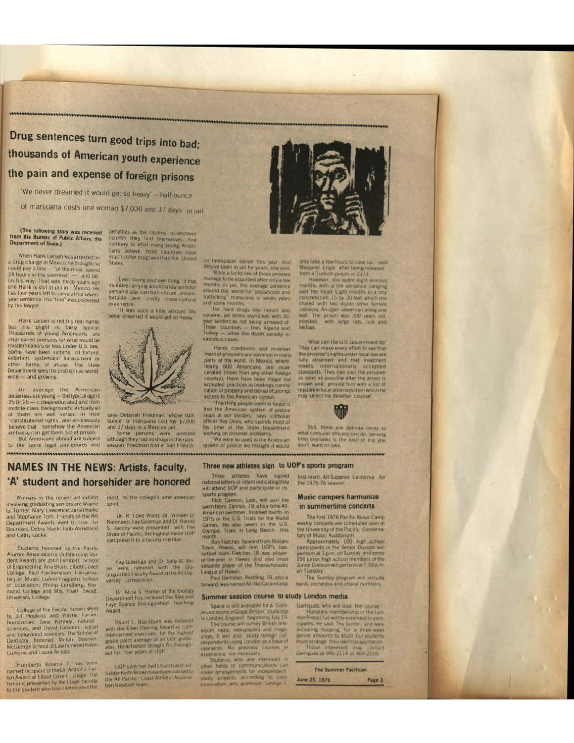# Drug sentences turn good trips into bad; thousands of American youth experience the pain and expense of foreign prisons

'We never dreamed it would get so heavy' —half-ounce of marijuana costs one woman $7,000 and 37 days in jail

**(The following story was received from the Bureau of Public Affairs, the Department of State.)**

When Hank Larsen was arrested on a drug charge in Mexico he thought he could pay a fine — "at the most spend 24 hours in the slammer" — and be on his way. That was three years ago and Hank is still in jail in Mexico. He has four years left to serve of his seven-year sentence. His "fine" was pocketed by his lawyer.

Hank Larsen is not his real name, but his plight is fairly typical. Thousands of young Americans are imprisoned overseas for what would be misdemeanors or less under U.S. law. Some have been victims of torture, extortion, systematic harassment or other forms of abuse. The State Department sees the problem as world wide — and growing.

On average the American detainees are young — the typical age is 25 or 26 — college-educated and from middle-class backgrounds. Virtually all of them are well versed in their "constitutional rights" and erroneously believe that somehow the American embassy can get them out of prison.

But Americans abroad are subject to the same legal procedures and penalties as the citizens in whatever country they find themselves. And contrary to what many young Americans believe, most countries have much stiffer drug laws than the United States.

Even "doing your own thing," if that includes carrying around a few joints for personal use, can turn into an uncomfortable and costly cross-cultural experience.

"It was such a little amount. We never dreamed it would get so heavy," says Deborah Friedman, whose half-ounce of marijuana cost her $7,000 and 37 days in a Mexican jail.

Some persons were arrested although they had no drugs in their possession, Friedman told a San Francisco newspaper earlier this year. And they've been in jail for years, she said.

While a lucky few of those arrested manage to be acquitted after only a few months in jail, the average sentence around the world for "possession and trafficking" marijuana is seven years and some months.

For hard drugs like heroin and cocaine, jail terms skyrocket, with 30-year sentences not being unheard of. Three countries — Iran, Algeria and Turkey — allow the death penalty in narcotics cases.

Harsh conditions and mistreatment of prisoners are common in many parts of the world. In Mexico, where nearly 600 Americans are incarcerated (more than any other foreign country), there have been illegal but accepted practices as beatings, confiscation of property and denial of prompt access to the American consul.

"The thing people seem to forget is that the American system of justice stops at our borders," says consular officer Roy Davis, who spends most of his time at the State Department working on prisoner problems.

"We were so used to the American system of justice we thought it would only take a few hours to clear up," said Margaret Engle after being released from a Turkish prison in 1973.

However, she spent eight anxious months with a life sentence hanging over her head. Eight months in a tiny concrete cell, 15 by 20 feet, which she shared with two dozen other female convicts. An open sewer ran along one wall. The prison was 300 years old, infested with large rats, lice and bedbugs.

What can the U.S. Government do? They can make every effort to see that the prisoner's rights under local law are fully observed and that treatment meets internationally accepted standards. They can visit the prisoner as soon as possible after the arrest is known and provide him with a list of reputable local attorneys from which he may select his defense counsel.

Still, there are definite limits to what consular officers can do. Serving time overseas is the kind of trip you don't want to take.

## NAMES IN THE NEWS: Artists, faculty, 'A' student and horsehider are honored

Winners in the recent art exhibit involving graduating seniors are Wayne G. Turner, Mary Lawrence, Janet Korke and Stephanie Toth. Friends of the Art Department Awards went to Lisa Le Bourdais, Debra Stark, Patti Wendland and Cathy Locke.

Students honored by the Pacific Alumni Association's Outstanding Student Awards are John Hinman, School of Engineering; Ana Blum, Elbert Covell College; Paul Fleckenstein, Conservatory of Music; LuAnn Fraguero, School of Education; Philip Lundberg, Raymond College and Mrs. Pearl Sweet, University College.

College of the Pacific honors went to Jill Hopkins and Wayne Turner, humanities; Jane Kenney, natural sciences; and David Giovanni, social and behavioral sciences. The School of Dentistry honored Milton Deemer. McGeorge School of Law honored Kevin Culhane and Laura Arnold.

Humberto Villarni I has been named recipient of the Dr. Arthur J. Cullen Award at Elbert Covell College. The honor is presented by the Covell faculty to the student who has contributed the most to the college's inter-american spirit.

Dr. R. Coke Wood, Dr. William D. Nietmann, Fay Goleman and Dr. Harold S. Jacoby were presented with The Order of Pacific, the highest honor UOP can present to a faculty member.

Fay Goleman and Dr. Sally M. Miller were honored with the Distinguished Faculty Award at the All-University Convocation.

Dr. Alice S. Hunter of the Biology Department has received the Alex and Faye Spanos Distinguished Teaching Award.

Stuart L. Blackburn was honored with the Ellen Deering Award at commencement exercises for the highest grade point average of all COP graduates. He achieved straight A's throughout his four years at UOP.

UOP's pitcher Syd Church and outfielder Keith Brown have been named to the All-Pacific Coast Athletic Association baseball team.

## Three new athletes sign to UOP's sports program

Three athletes have signed national letters-of-intent indicating they will attend UOP and participate in its sports program.

Rich Cannon, Lodi, will join the swim team. Cannon, 19, a four time All-American swimmer, finished fourth in 1975 in the U.S. Trials for the World Games. He also swam in the U.S. Olympic Trials in Long Beach this month.

Ken Fletcher, forward from Mililani Town, Hawaii, will join UOP's basketball team. Fletcher, 18, was player-of-the-year in Hawaii and also most valuable player of the Interscholastic League of Hawaii.

Paul Demsher, Redding, 18, also a forward, was named All-NorCal and also first-team All-Superior California for the 1975-76 season.

## Music campers harmonize in summertime concerts

The first 1976 Pacific Music Camp weekly concerts are scheduled soon at the University of the Pacific Conservatory of Music Auditorium.

Approximately 100 high school participants in the Senior Division will perform at 3 p.m. on Sunday and some 150 junior high school members of the Junior Division will perform at 7:30 p.m. on Tuesday.

The Sunday program will include band, orchestra and choral numbers.

## Summer session course to study London media

Space is still available for a "Communications in Great Britain" study trip in London, England, beginning July 19.

The course will survey British television, radio, newspapers and magazines. It will also study foreign correspondents using London as a base of operation. No previous courses or experience are necessary.

Students who are interested in other fields of communications can make arrangements for independent study projects, according to communication arts professor George L. Garrigues, who will lead the course.

Honorary membership in the London Press Club will be extended to participants, he said. The tuition and fees, including housing, for a three week period amounts to $520, but students must arrange their own transportation.

Those interested may contact Garrigues at 946-2114 or 464-2519.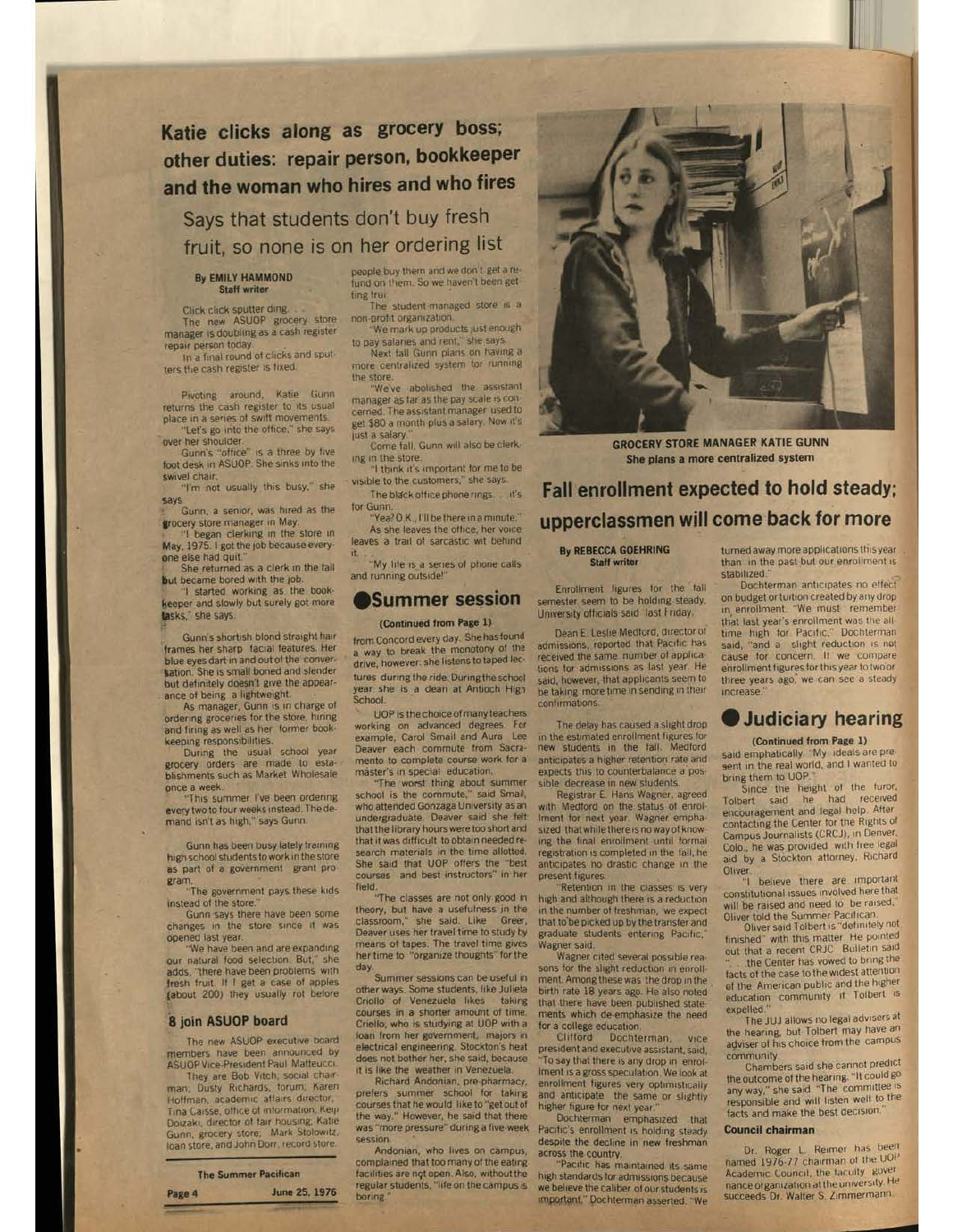## Katie clicks along as grocery boss; other duties: repair person, bookkeeper and the woman who hires and who fires

### Says that students don't buy fresh fruit, so none is on her ordering list

**By EMILY HAMMOND**
**Staff writer**

Click click sputter ding. . .

The new ASUOP grocery store manager is doubling as a cash register repair person today.

In a final round of clicks and sputters the cash register is fixed.

Pivoting around, Katie Gunn returns the cash register to its usual place in a series of swift movements.

"Let's go into the office," she says over her shoulder.

Gunn's "office" is a three by five foot desk in ASUOP. She sinks into the swivel chair.

"I'm not usually this busy," she says.

Gunn, a senior, was hired as the grocery store manager in May.

"I began clerking in the store in May, 1975. I got the job because everyone else had quit."

She returned as a clerk in the fall but became bored with the job.

"I started working as the bookkeeper and slowly but surely got more tasks," she says.

Gunn's shortish blond straight hair frames her sharp facial features. Her blue eyes dart in and out of the conversation. She is small boned and slender but definitely doesn't give the appearance of being a lightweight.

As manager, Gunn is in charge of ordering groceries for the store, hiring and firing as well as her former bookkeeping responsibilities.

During the usual school year grocery orders are made to establishments such as Market Wholesale once a week.

"This summer I've been ordering every two to four weeks instead. The demand isn't as high," says Gunn.

Gunn has been busy lately training high school students to work in the store as part of a government grant program.

"The government pays these kids instead of the store."

Gunn says there have been some changes in the store since it was opened last year.

"We have been and are expanding our natural food selection. But," she adds, "there have been problems with fresh fruit. If I get a case of apples (about 200) they usually rot before people buy them and we don't get a refund on them. So we haven't been getting fruit."

The student-managed store is a non-profit organization.

"We mark up products just enough to pay salaries and rent," she says.

Next fall Gunn plans on having a more centralized system for running the store.

"We've abolished the assistant manager as far as the pay scale is concerned. The assistant manager used to get $80 a month plus a salary. Now it's just a salary."

Come fall, Gunn will also be clerking in the store.

"I think it's important for me to be visible to the customers," she says.

The black office phone rings. . . it's for Gunn.

"Yea? O.K., I'll be there in a minute."

As she leaves the office, her voice leaves a trail of sarcastic wit behind it. . .

"My life is a series of phone calls and running outside!"

GROCERY STORE MANAGER KATIE GUNN
She plans a more centralized system

## 8 join ASUOP board

The new ASUOP executive board members have been announced by ASUOP Vice-President Paul Matteucci.

They are Bob Vitch, social chairman; Dusty Richards, forum; Karen Hoffman, academic affairs director; Tina Caisse, office of information; Keiji Doizaki, director of fair housing; Katie Gunn, grocery store; Mark Stolowitz, loan store, and John Dorr, record store.

## Summer session

**(Continued from Page 1)**

from Concord every day. She has found a way to break the monotony of the drive, however: she listens to taped lectures during the ride. During the school year she is a dean at Antioch High School.

UOP is the choice of many teachers working on advanced degrees. For example, Carol Smail and Aura Lee Deaver each commute from Sacramento to complete course work for a master's in special education.

"The worst thing about summer school is the commute," said Smail, who attended Gonzaga University as an undergraduate. Deaver said she felt that the library hours were too short and that it was difficult to obtain needed research materials in the time allotted. She said that UOP offers the "best courses and best instructors" in her field.

"The classes are not only good in theory, but have a usefulness in the classroom," she said. Like Greer, Deaver uses her travel time to study by means of tapes. The travel time gives her time to "organize thoughts" for the day.

Summer sessions can be useful in other ways. Some students, like Julieta Criollo of Venezuela likes taking courses in a shorter amount of time. Criollo, who is studying at UOP with a loan from her government, majors in electrical engineering. Stockton's heat does not bother her, she said, because it is like the weather in Venezuela.

Richard Andonian, pre-pharmacy, prefers summer school for taking courses that he would like to "get out of the way." However, he said that there was "more pressure" during a five-week session.

Andonian, who lives on campus, complained that too many of the eating facilities are not open. Also, without the regular students, "life on the campus is boring."

## Fall enrollment expected to hold steady; upperclassmen will come back for more

**By REBECCA GOEHRING**
**Staff writer**

Enrollment figures for the fall semester seem to be holding steady, University officials said last Friday.

Dean E. Leslie Medford, director of admissions, reported that Pacific has received the same number of applications for admissions as last year. He said, however, that applicants seem to be taking more time in sending in their confirmations.

The delay has caused a slight drop in the estimated enrollment figures for new students in the fall. Medford anticipates a higher retention rate and expects this to counterbalance a possible decrease in new students.

Registrar E. Hans Wagner, agreed with Medford on the status of enrollment for next year. Wagner emphasized that while there is no way of knowing the final enrollment until formal registration is completed in the fall, he anticipates no drastic change in the present figures.

"Retention in the classes is very high and although there is a reduction in the number of freshman, we expect that to be picked up by the transfer and graduate students entering Pacific," Wagner said.

Wagner cited several possible reasons for the slight reduction in enrollment. Among these was the drop in the birth rate 18 years ago. He also noted that there have been published statements which de-emphasize the need for a college education.

Clifford Dochterman, vice president and executive assistant, said, "To say that there is any drop in enrollment is a gross speculation. We look at enrollment figures very optimistically and anticipate the same or slightly higher figure for next year."

Dochterman emphasized that Pacific's enrollment is holding steady despite the decline in new freshman across the country.

"Pacific has maintained its same high standards for admissions because we believe the caliber of our students is important," Dochterman asserted. "We turned away more applications this year than in the past but our enrollment is stabilized."

Dochterman anticipates no effect on budget or tuition created by any drop in enrollment. "We must remember that last year's enrollment was the all time high for Pacific," Dochterman said, "and a slight reduction is not cause for concern. If we compare enrollment figures for this year to two or three years ago, we can see a steady increase."

## Judiciary hearing

**(Continued from Page 1)**

said emphatically. "My ideals are present in the real world, and I wanted to bring them to UOP."

Since the height of the furor, Tolbert said he had received encouragement and legal help. After contacting the Center for the Rights of Campus Journalists (CRCJ), in Denver, Colo., he was provided with free legal aid by a Stockton attorney, Richard Oliver.

"I believe there are important constitutional issues involved here that will be raised and need to be raised," Oliver told the Summer Pacifican.

Oliver said Tolbert is "definitely not finished" with this matter. He pointed out that a recent CRJC Bulletin said ". . . the Center has vowed to bring the facts of the case to the widest attention of the American public and the higher education community if Tolbert is expelled."

The JUJ allows no legal advisers at the hearing, but Tolbert may have an adviser of his choice from the campus community.

Chambers said she cannot predict the outcome of the hearing. "It could go any way," she said. "The committee is responsible and will listen well to the facts and make the best decision."

### Council chairman

Dr. Roger L. Reimer has been named 1976-77 chairman of the UOP Academic Council, the faculty governance organization at the university. He succeeds Dr. Walter S. Zimmermann.